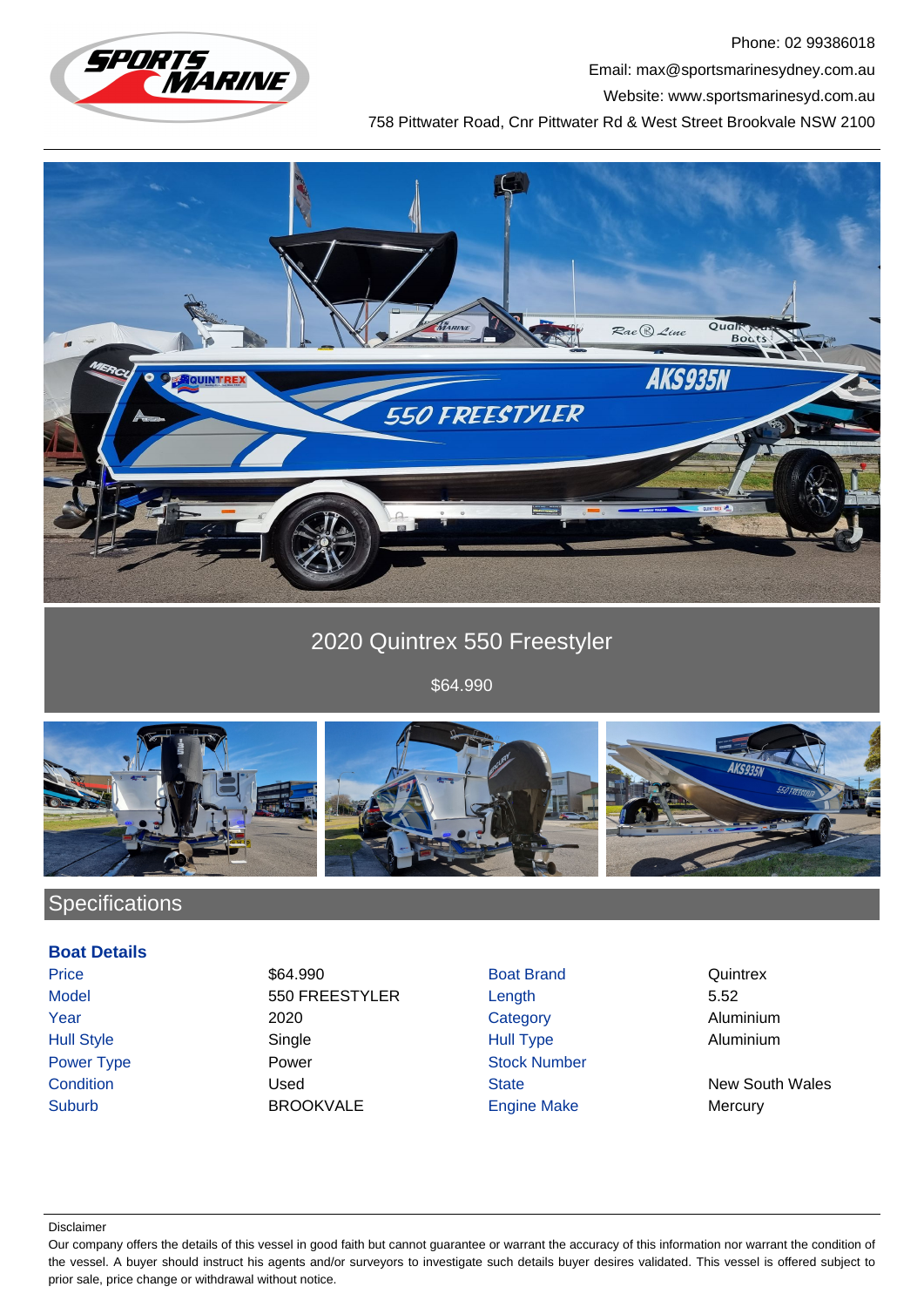Phone: 02 99386018

Email: max@sportsmarinesydney.com.au

Website: www.sportsmarinesyd.com.au

758 Pittwater Road, Cnr Pittwater Rd & West Street Brookvale NSW 2100

# 2020 Quintrex 550 Freestyler

$64.990

## Specifications

### Boat Details

| | | | |
|---|---|---|---|
| Price | $64.990 | Boat Brand | Quintrex |
| Model | 550 FREESTYLER | Length | 5.52 |
| Year | 2020 | Category | Aluminium |
| Hull Style | Single | Hull Type | Aluminium |
| Power Type | Power | Stock Number | |
| Condition | Used | State | New South Wales |
| Suburb | BROOKVALE | Engine Make | Mercury |

Disclaimer

Our company offers the details of this vessel in good faith but cannot guarantee or warrant the accuracy of this information nor warrant the condition of the vessel. A buyer should instruct his agents and/or surveyors to investigate such details buyer desires validated. This vessel is offered subject to prior sale, price change or withdrawal without notice.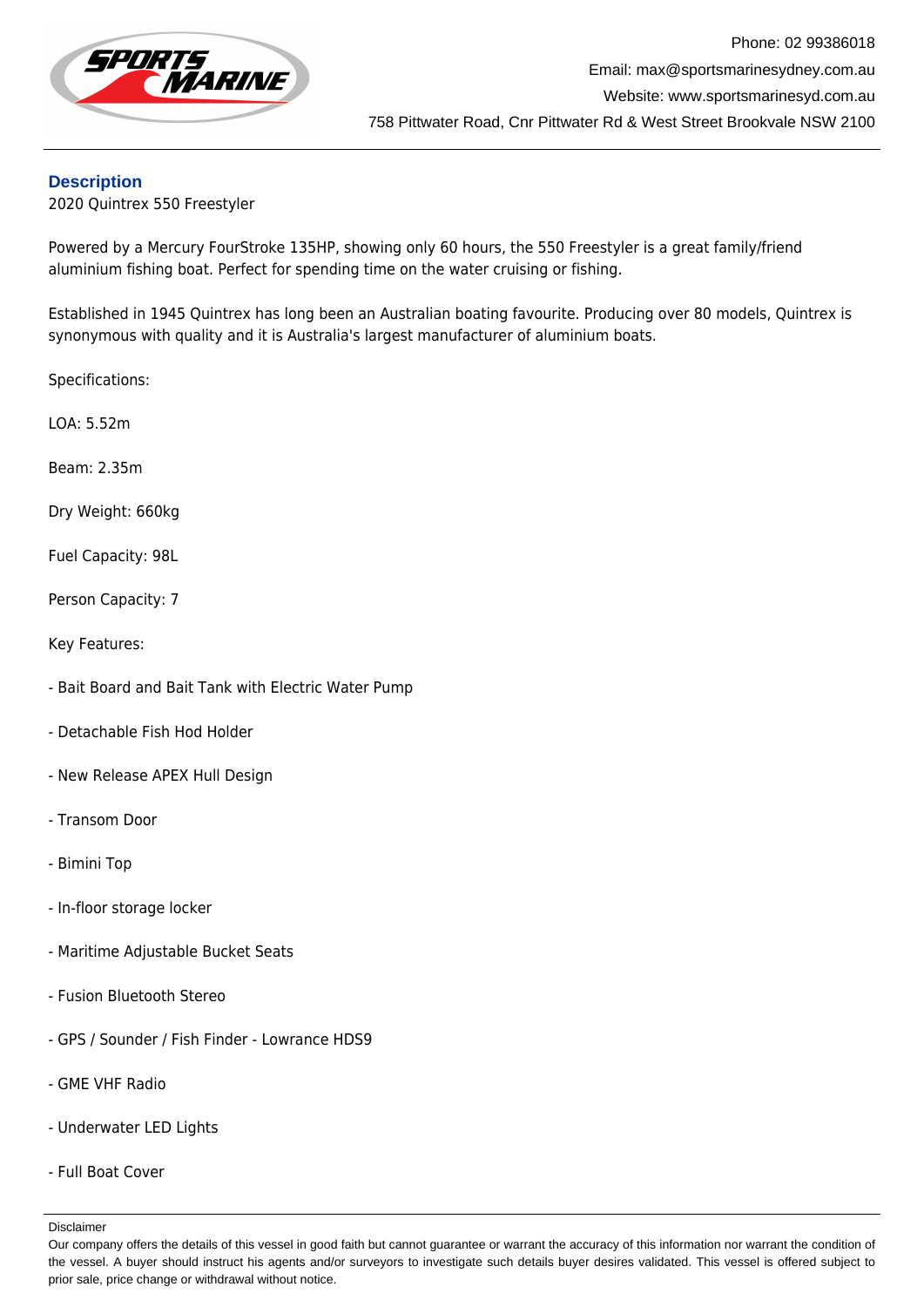## Description

2020 Quintrex 550 Freestyler

Powered by a Mercury FourStroke 135HP, showing only 60 hours, the 550 Freestyler is a great family/friend aluminium fishing boat. Perfect for spending time on the water cruising or fishing.

Established in 1945 Quintrex has long been an Australian boating favourite. Producing over 80 models, Quintrex is synonymous with quality and it is Australia's largest manufacturer of aluminium boats.

Specifications:

LOA: 5.52m

Beam: 2.35m

Dry Weight: 660kg

Fuel Capacity: 98L

Person Capacity: 7

Key Features:

- Bait Board and Bait Tank with Electric Water Pump

- Detachable Fish Hod Holder

- New Release APEX Hull Design

- Transom Door

- Bimini Top

- In-floor storage locker

- Maritime Adjustable Bucket Seats

- Fusion Bluetooth Stereo

- GPS / Sounder / Fish Finder - Lowrance HDS9

- GME VHF Radio

- Underwater LED Lights

- Full Boat Cover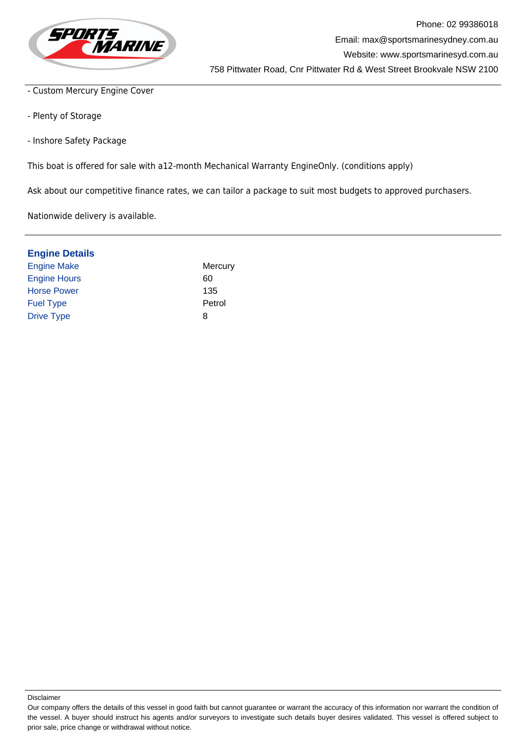- Custom Mercury Engine Cover

- Plenty of Storage

- Inshore Safety Package

This boat is offered for sale with a12-month Mechanical Warranty EngineOnly. (conditions apply)

Ask about our competitive finance rates, we can tailor a package to suit most budgets to approved purchasers.

Nationwide delivery is available.

## Engine Details

| | |
|---|---|
| Engine Make | Mercury |
| Engine Hours | 60 |
| Horse Power | 135 |
| Fuel Type | Petrol |
| Drive Type | 8 |

Disclaimer

Our company offers the details of this vessel in good faith but cannot guarantee or warrant the accuracy of this information nor warrant the condition of the vessel. A buyer should instruct his agents and/or surveyors to investigate such details buyer desires validated. This vessel is offered subject to prior sale, price change or withdrawal without notice.